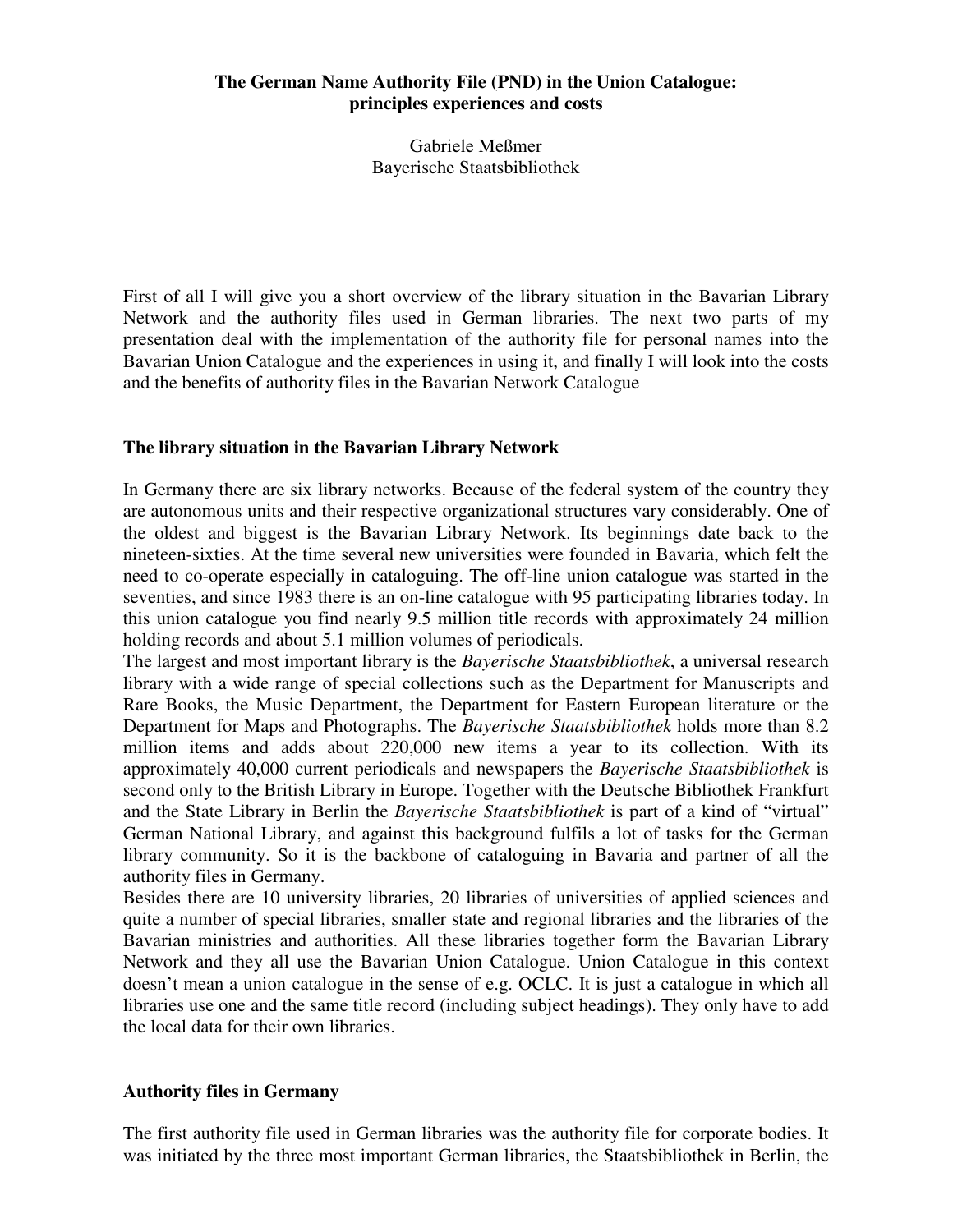**The German Name Authority File (PND) in the Union Catalogue: principles experiences and costs**

Gabriele Meßmer
Bayerische Staatsbibliothek

First of all I will give you a short overview of the library situation in the Bavarian Library Network and the authority files used in German libraries. The next two parts of my presentation deal with the implementation of the authority file for personal names into the Bavarian Union Catalogue and the experiences in using it, and finally I will look into the costs and the benefits of authority files in the Bavarian Network Catalogue

## The library situation in the Bavarian Library Network

In Germany there are six library networks. Because of the federal system of the country they are autonomous units and their respective organizational structures vary considerably. One of the oldest and biggest is the Bavarian Library Network. Its beginnings date back to the nineteen-sixties. At the time several new universities were founded in Bavaria, which felt the need to co-operate especially in cataloguing. The off-line union catalogue was started in the seventies, and since 1983 there is an on-line catalogue with 95 participating libraries today. In this union catalogue you find nearly 9.5 million title records with approximately 24 million holding records and about 5.1 million volumes of periodicals.

The largest and most important library is the *Bayerische Staatsbibliothek*, a universal research library with a wide range of special collections such as the Department for Manuscripts and Rare Books, the Music Department, the Department for Eastern European literature or the Department for Maps and Photographs. The *Bayerische Staatsbibliothek* holds more than 8.2 million items and adds about 220,000 new items a year to its collection. With its approximately 40,000 current periodicals and newspapers the *Bayerische Staatsbibliothek* is second only to the British Library in Europe. Together with the Deutsche Bibliothek Frankfurt and the State Library in Berlin the *Bayerische Staatsbibliothek* is part of a kind of "virtual" German National Library, and against this background fulfils a lot of tasks for the German library community. So it is the backbone of cataloguing in Bavaria and partner of all the authority files in Germany.

Besides there are 10 university libraries, 20 libraries of universities of applied sciences and quite a number of special libraries, smaller state and regional libraries and the libraries of the Bavarian ministries and authorities. All these libraries together form the Bavarian Library Network and they all use the Bavarian Union Catalogue. Union Catalogue in this context doesn't mean a union catalogue in the sense of e.g. OCLC. It is just a catalogue in which all libraries use one and the same title record (including subject headings). They only have to add the local data for their own libraries.

## Authority files in Germany

The first authority file used in German libraries was the authority file for corporate bodies. It was initiated by the three most important German libraries, the Staatsbibliothek in Berlin, the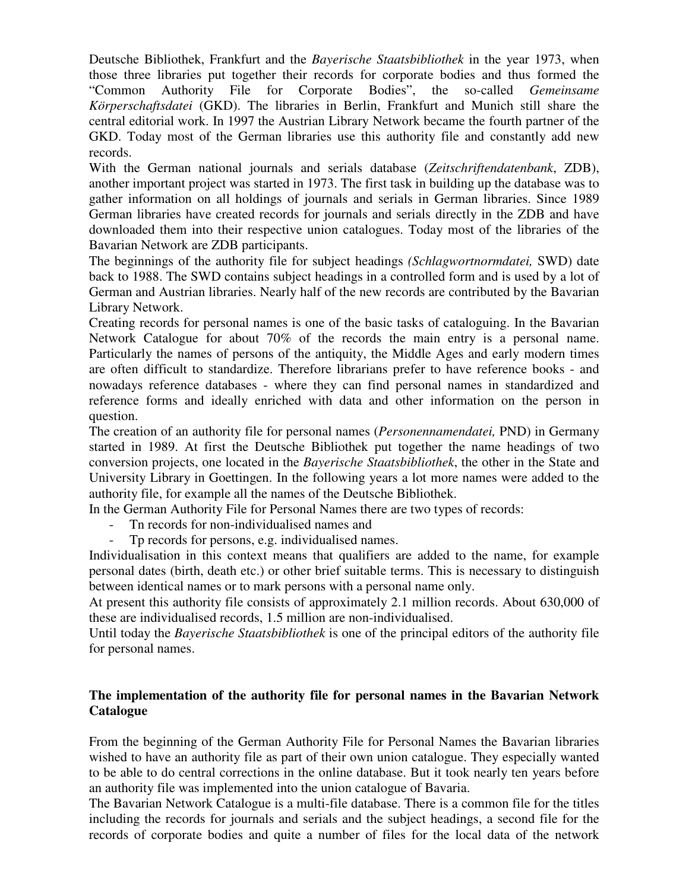Deutsche Bibliothek, Frankfurt and the *Bayerische Staatsbibliothek* in the year 1973, when those three libraries put together their records for corporate bodies and thus formed the "Common Authority File for Corporate Bodies", the so-called *Gemeinsame Körperschaftsdatei* (GKD). The libraries in Berlin, Frankfurt and Munich still share the central editorial work. In 1997 the Austrian Library Network became the fourth partner of the GKD. Today most of the German libraries use this authority file and constantly add new records.

With the German national journals and serials database (*Zeitschriftendatenbank*, ZDB), another important project was started in 1973. The first task in building up the database was to gather information on all holdings of journals and serials in German libraries. Since 1989 German libraries have created records for journals and serials directly in the ZDB and have downloaded them into their respective union catalogues. Today most of the libraries of the Bavarian Network are ZDB participants.

The beginnings of the authority file for subject headings *(Schlagwortnormdatei,* SWD) date back to 1988. The SWD contains subject headings in a controlled form and is used by a lot of German and Austrian libraries. Nearly half of the new records are contributed by the Bavarian Library Network.

Creating records for personal names is one of the basic tasks of cataloguing. In the Bavarian Network Catalogue for about 70% of the records the main entry is a personal name. Particularly the names of persons of the antiquity, the Middle Ages and early modern times are often difficult to standardize. Therefore librarians prefer to have reference books - and nowadays reference databases - where they can find personal names in standardized and reference forms and ideally enriched with data and other information on the person in question.

The creation of an authority file for personal names (*Personennamendatei,* PND) in Germany started in 1989. At first the Deutsche Bibliothek put together the name headings of two conversion projects, one located in the *Bayerische Staatsbibliothek*, the other in the State and University Library in Goettingen. In the following years a lot more names were added to the authority file, for example all the names of the Deutsche Bibliothek.

In the German Authority File for Personal Names there are two types of records:

- Tn records for non-individualised names and
- Tp records for persons, e.g. individualised names.

Individualisation in this context means that qualifiers are added to the name, for example personal dates (birth, death etc.) or other brief suitable terms. This is necessary to distinguish between identical names or to mark persons with a personal name only.

At present this authority file consists of approximately 2.1 million records. About 630,000 of these are individualised records, 1.5 million are non-individualised.

Until today the *Bayerische Staatsbibliothek* is one of the principal editors of the authority file for personal names.

## The implementation of the authority file for personal names in the Bavarian Network Catalogue

From the beginning of the German Authority File for Personal Names the Bavarian libraries wished to have an authority file as part of their own union catalogue. They especially wanted to be able to do central corrections in the online database. But it took nearly ten years before an authority file was implemented into the union catalogue of Bavaria.

The Bavarian Network Catalogue is a multi-file database. There is a common file for the titles including the records for journals and serials and the subject headings, a second file for the records of corporate bodies and quite a number of files for the local data of the network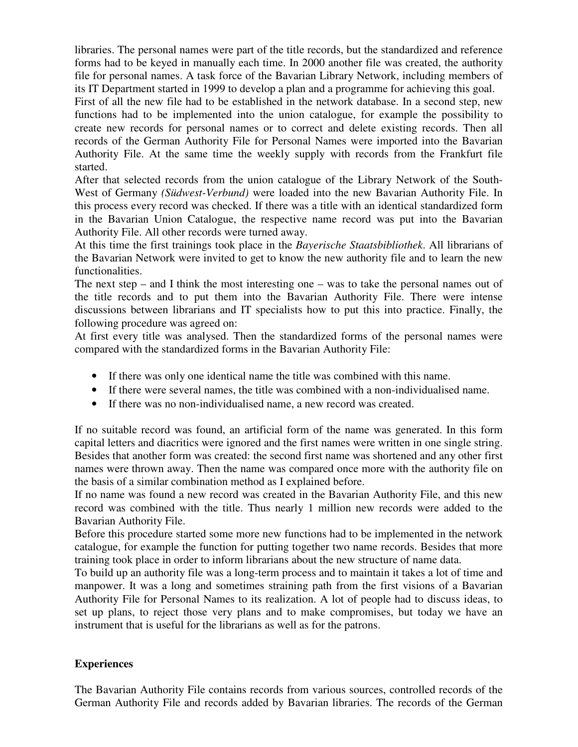libraries. The personal names were part of the title records, but the standardized and reference forms had to be keyed in manually each time. In 2000 another file was created, the authority file for personal names. A task force of the Bavarian Library Network, including members of its IT Department started in 1999 to develop a plan and a programme for achieving this goal.

First of all the new file had to be established in the network database. In a second step, new functions had to be implemented into the union catalogue, for example the possibility to create new records for personal names or to correct and delete existing records. Then all records of the German Authority File for Personal Names were imported into the Bavarian Authority File. At the same time the weekly supply with records from the Frankfurt file started.

After that selected records from the union catalogue of the Library Network of the South-West of Germany *(Südwest-Verbund)* were loaded into the new Bavarian Authority File. In this process every record was checked. If there was a title with an identical standardized form in the Bavarian Union Catalogue, the respective name record was put into the Bavarian Authority File. All other records were turned away.

At this time the first trainings took place in the *Bayerische Staatsbibliothek*. All librarians of the Bavarian Network were invited to get to know the new authority file and to learn the new functionalities.

The next step – and I think the most interesting one – was to take the personal names out of the title records and to put them into the Bavarian Authority File. There were intense discussions between librarians and IT specialists how to put this into practice. Finally, the following procedure was agreed on:

At first every title was analysed. Then the standardized forms of the personal names were compared with the standardized forms in the Bavarian Authority File:

- If there was only one identical name the title was combined with this name.
- If there were several names, the title was combined with a non-individualised name.
- If there was no non-individualised name, a new record was created.

If no suitable record was found, an artificial form of the name was generated. In this form capital letters and diacritics were ignored and the first names were written in one single string. Besides that another form was created: the second first name was shortened and any other first names were thrown away. Then the name was compared once more with the authority file on the basis of a similar combination method as I explained before.

If no name was found a new record was created in the Bavarian Authority File, and this new record was combined with the title. Thus nearly 1 million new records were added to the Bavarian Authority File.

Before this procedure started some more new functions had to be implemented in the network catalogue, for example the function for putting together two name records. Besides that more training took place in order to inform librarians about the new structure of name data.

To build up an authority file was a long-term process and to maintain it takes a lot of time and manpower. It was a long and sometimes straining path from the first visions of a Bavarian Authority File for Personal Names to its realization. A lot of people had to discuss ideas, to set up plans, to reject those very plans and to make compromises, but today we have an instrument that is useful for the librarians as well as for the patrons.

## Experiences

The Bavarian Authority File contains records from various sources, controlled records of the German Authority File and records added by Bavarian libraries. The records of the German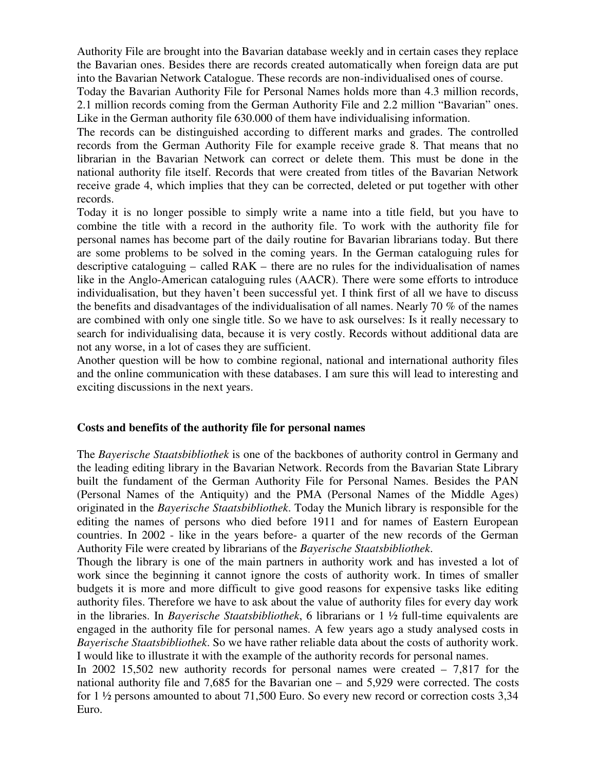Authority File are brought into the Bavarian database weekly and in certain cases they replace the Bavarian ones. Besides there are records created automatically when foreign data are put into the Bavarian Network Catalogue. These records are non-individualised ones of course.

Today the Bavarian Authority File for Personal Names holds more than 4.3 million records, 2.1 million records coming from the German Authority File and 2.2 million "Bavarian" ones. Like in the German authority file 630.000 of them have individualising information.

The records can be distinguished according to different marks and grades. The controlled records from the German Authority File for example receive grade 8. That means that no librarian in the Bavarian Network can correct or delete them. This must be done in the national authority file itself. Records that were created from titles of the Bavarian Network receive grade 4, which implies that they can be corrected, deleted or put together with other records.

Today it is no longer possible to simply write a name into a title field, but you have to combine the title with a record in the authority file. To work with the authority file for personal names has become part of the daily routine for Bavarian librarians today. But there are some problems to be solved in the coming years. In the German cataloguing rules for descriptive cataloguing – called RAK – there are no rules for the individualisation of names like in the Anglo-American cataloguing rules (AACR). There were some efforts to introduce individualisation, but they haven't been successful yet. I think first of all we have to discuss the benefits and disadvantages of the individualisation of all names. Nearly 70 % of the names are combined with only one single title. So we have to ask ourselves: Is it really necessary to search for individualising data, because it is very costly. Records without additional data are not any worse, in a lot of cases they are sufficient.

Another question will be how to combine regional, national and international authority files and the online communication with these databases. I am sure this will lead to interesting and exciting discussions in the next years.

## Costs and benefits of the authority file for personal names

The *Bayerische Staatsbibliothek* is one of the backbones of authority control in Germany and the leading editing library in the Bavarian Network. Records from the Bavarian State Library built the fundament of the German Authority File for Personal Names. Besides the PAN (Personal Names of the Antiquity) and the PMA (Personal Names of the Middle Ages) originated in the *Bayerische Staatsbibliothek*. Today the Munich library is responsible for the editing the names of persons who died before 1911 and for names of Eastern European countries. In 2002 - like in the years before- a quarter of the new records of the German Authority File were created by librarians of the *Bayerische Staatsbibliothek*.

Though the library is one of the main partners in authority work and has invested a lot of work since the beginning it cannot ignore the costs of authority work. In times of smaller budgets it is more and more difficult to give good reasons for expensive tasks like editing authority files. Therefore we have to ask about the value of authority files for every day work in the libraries. In *Bayerische Staatsbibliothek*, 6 librarians or 1 ½ full-time equivalents are engaged in the authority file for personal names. A few years ago a study analysed costs in *Bayerische Staatsbibliothek*. So we have rather reliable data about the costs of authority work. I would like to illustrate it with the example of the authority records for personal names.

In 2002 15,502 new authority records for personal names were created – 7,817 for the national authority file and 7,685 for the Bavarian one – and 5,929 were corrected. The costs for 1 ½ persons amounted to about 71,500 Euro. So every new record or correction costs 3,34 Euro.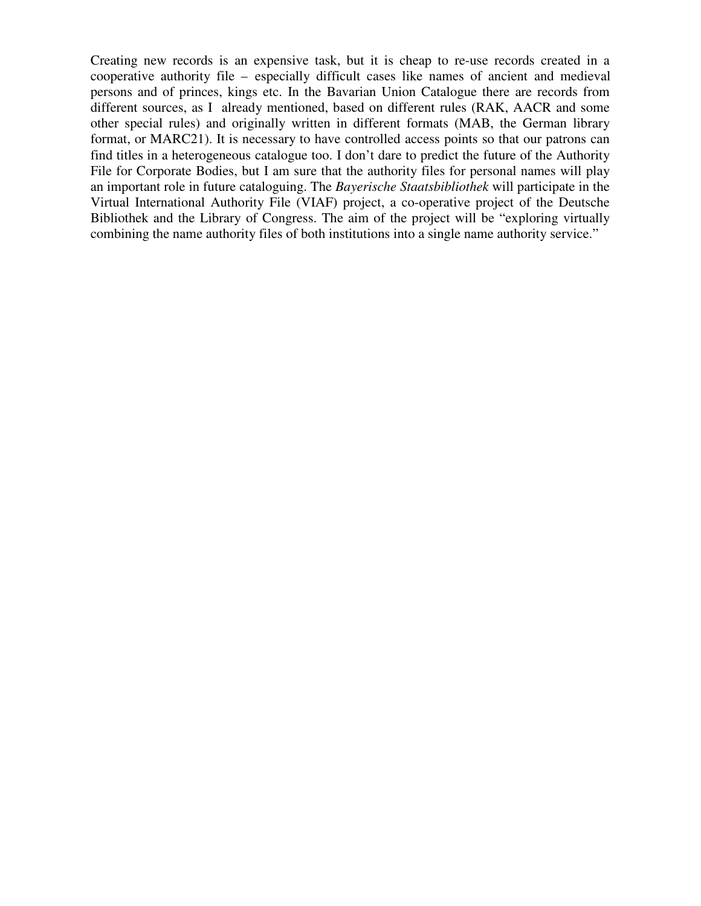Creating new records is an expensive task, but it is cheap to re-use records created in a cooperative authority file – especially difficult cases like names of ancient and medieval persons and of princes, kings etc. In the Bavarian Union Catalogue there are records from different sources, as I already mentioned, based on different rules (RAK, AACR and some other special rules) and originally written in different formats (MAB, the German library format, or MARC21). It is necessary to have controlled access points so that our patrons can find titles in a heterogeneous catalogue too. I don't dare to predict the future of the Authority File for Corporate Bodies, but I am sure that the authority files for personal names will play an important role in future cataloguing. The *Bayerische Staatsbibliothek* will participate in the Virtual International Authority File (VIAF) project, a co-operative project of the Deutsche Bibliothek and the Library of Congress. The aim of the project will be "exploring virtually combining the name authority files of both institutions into a single name authority service."